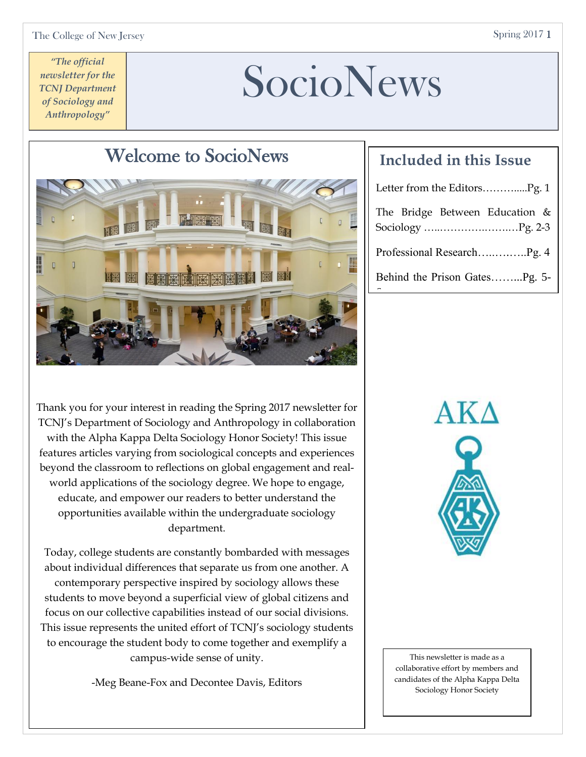*"The official newsletter for the TCNJ Department of Sociology and Anthropology"*

# SocioNews

## Welcome to SocioNews

Thank you for your interest in reading the Spring 2017 newsletter for TCNJ's Department of Sociology and Anthropology in collaboration with the Alpha Kappa Delta Sociology Honor Society! This issue features articles varying from sociological concepts and experiences beyond the classroom to reflections on global engagement and real-world applications of the sociology degree. We hope to engage, educate, and empower our readers to better understand the opportunities available within the undergraduate sociology department.

Today, college students are constantly bombarded with messages about individual differences that separate us from one another. A contemporary perspective inspired by sociology allows these students to move beyond a superficial view of global citizens and focus on our collective capabilities instead of our social divisions. This issue represents the united effort of TCNJ's sociology students to encourage the student body to come together and exemplify a campus-wide sense of unity.

-Meg Beane-Fox and Decontee Davis, Editors

## Included in this Issue

Letter from the Editors……….....Pg. 1

The Bridge Between Education & Sociology …..……………..…..…Pg. 2-3

Professional Research…..……..Pg. 4

Behind the Prison Gates……...Pg. 5-6

ΑΚΔ

This newsletter is made as a collaborative effort by members and candidates of the Alpha Kappa Delta Sociology Honor Society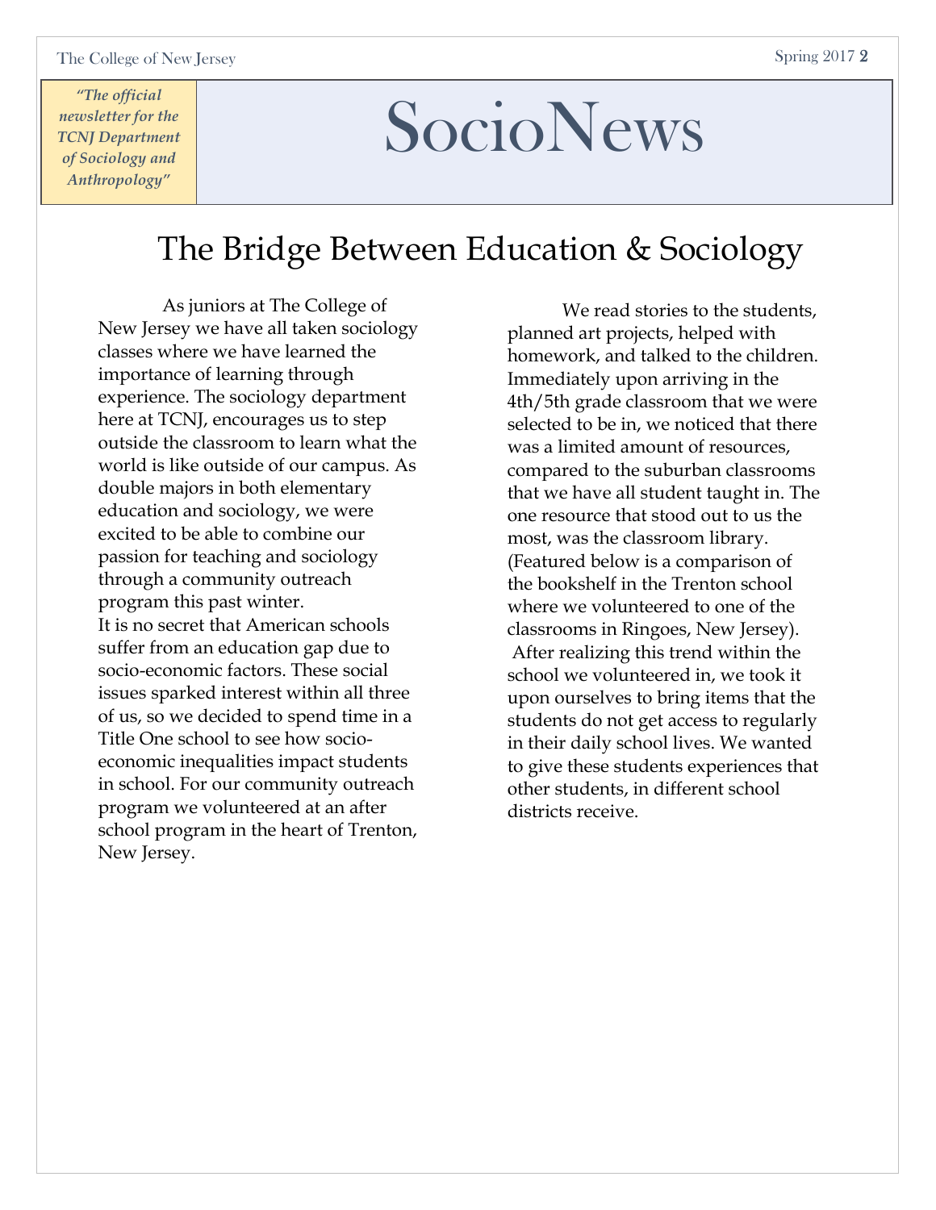*"The official newsletter for the TCNJ Department of Sociology and Anthropology"*

# SocioNews

## The Bridge Between Education & Sociology

As juniors at The College of New Jersey we have all taken sociology classes where we have learned the importance of learning through experience. The sociology department here at TCNJ, encourages us to step outside the classroom to learn what the world is like outside of our campus. As double majors in both elementary education and sociology, we were excited to be able to combine our passion for teaching and sociology through a community outreach program this past winter.

It is no secret that American schools suffer from an education gap due to socio-economic factors. These social issues sparked interest within all three of us, so we decided to spend time in a Title One school to see how socio-economic inequalities impact students in school. For our community outreach program we volunteered at an after school program in the heart of Trenton, New Jersey.

We read stories to the students, planned art projects, helped with homework, and talked to the children. Immediately upon arriving in the 4th/5th grade classroom that we were selected to be in, we noticed that there was a limited amount of resources, compared to the suburban classrooms that we have all student taught in. The one resource that stood out to us the most, was the classroom library. (Featured below is a comparison of the bookshelf in the Trenton school where we volunteered to one of the classrooms in Ringoes, New Jersey).

After realizing this trend within the school we volunteered in, we took it upon ourselves to bring items that the students do not get access to regularly in their daily school lives. We wanted to give these students experiences that other students, in different school districts receive.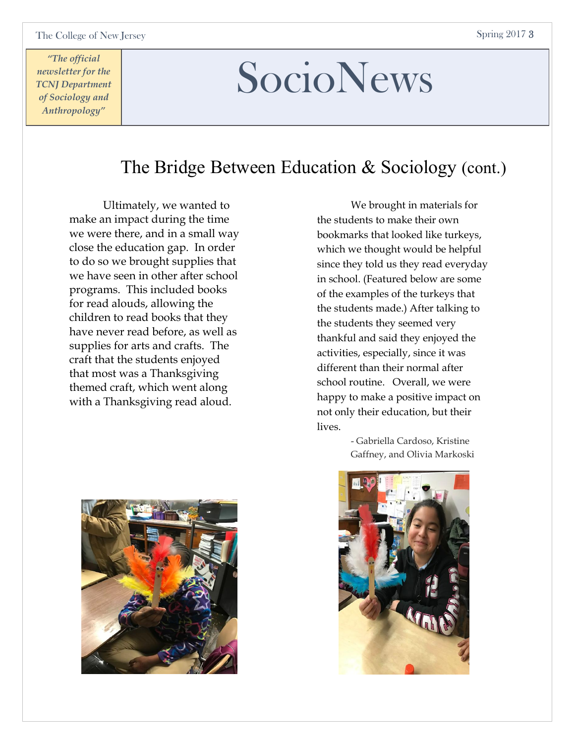*"The official newsletter for the TCNJ Department of Sociology and Anthropology"*

# SocioNews

## The Bridge Between Education & Sociology (cont.)

Ultimately, we wanted to make an impact during the time we were there, and in a small way close the education gap. In order to do so we brought supplies that we have seen in other after school programs. This included books for read alouds, allowing the children to read books that they have never read before, as well as supplies for arts and crafts. The craft that the students enjoyed that most was a Thanksgiving themed craft, which went along with a Thanksgiving read aloud.

We brought in materials for the students to make their own bookmarks that looked like turkeys, which we thought would be helpful since they told us they read everyday in school. (Featured below are some of the examples of the turkeys that the students made.) After talking to the students they seemed very thankful and said they enjoyed the activities, especially, since it was different than their normal after school routine. Overall, we were happy to make a positive impact on not only their education, but their lives.

- Gabriella Cardoso, Kristine Gaffney, and Olivia Markoski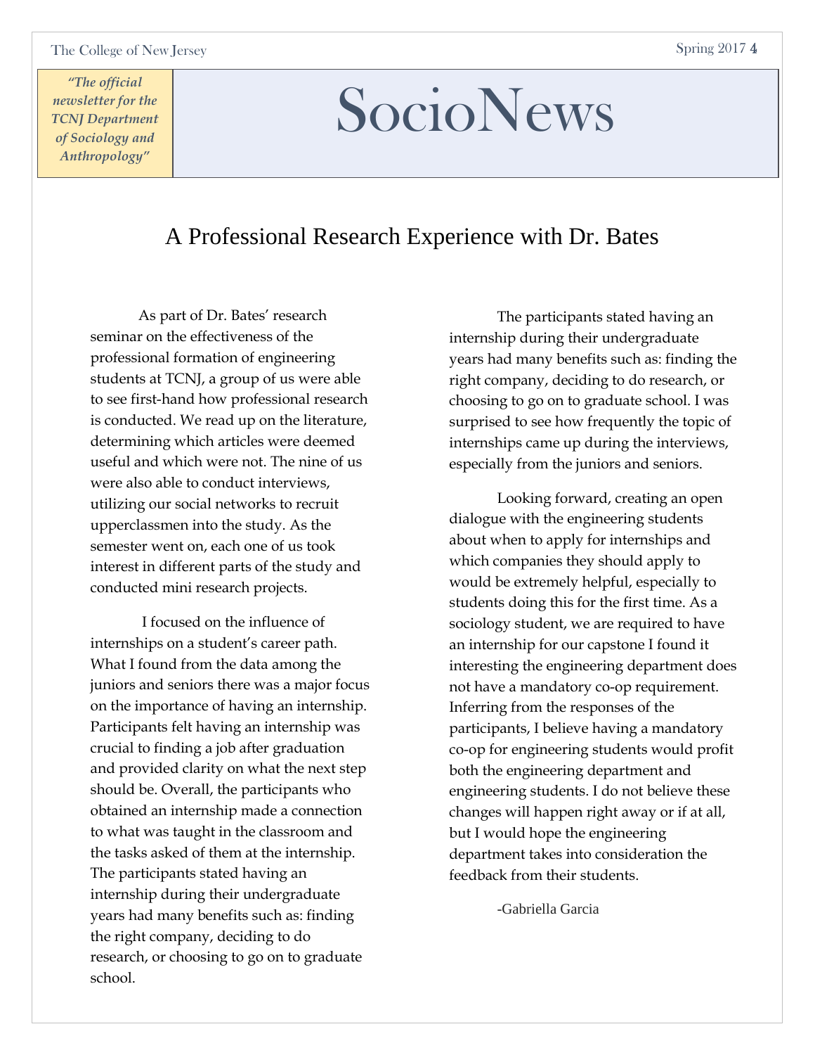# SocioNews

*"The official newsletter for the TCNJ Department of Sociology and Anthropology"*

## A Professional Research Experience with Dr. Bates

As part of Dr. Bates' research seminar on the effectiveness of the professional formation of engineering students at TCNJ, a group of us were able to see first-hand how professional research is conducted. We read up on the literature, determining which articles were deemed useful and which were not. The nine of us were also able to conduct interviews, utilizing our social networks to recruit upperclassmen into the study. As the semester went on, each one of us took interest in different parts of the study and conducted mini research projects.

I focused on the influence of internships on a student's career path. What I found from the data among the juniors and seniors there was a major focus on the importance of having an internship. Participants felt having an internship was crucial to finding a job after graduation and provided clarity on what the next step should be. Overall, the participants who obtained an internship made a connection to what was taught in the classroom and the tasks asked of them at the internship. The participants stated having an internship during their undergraduate years had many benefits such as: finding the right company, deciding to do research, or choosing to go on to graduate school.

The participants stated having an internship during their undergraduate years had many benefits such as: finding the right company, deciding to do research, or choosing to go on to graduate school. I was surprised to see how frequently the topic of internships came up during the interviews, especially from the juniors and seniors.

Looking forward, creating an open dialogue with the engineering students about when to apply for internships and which companies they should apply to would be extremely helpful, especially to students doing this for the first time. As a sociology student, we are required to have an internship for our capstone I found it interesting the engineering department does not have a mandatory co-op requirement. Inferring from the responses of the participants, I believe having a mandatory co-op for engineering students would profit both the engineering department and engineering students. I do not believe these changes will happen right away or if at all, but I would hope the engineering department takes into consideration the feedback from their students.

-Gabriella Garcia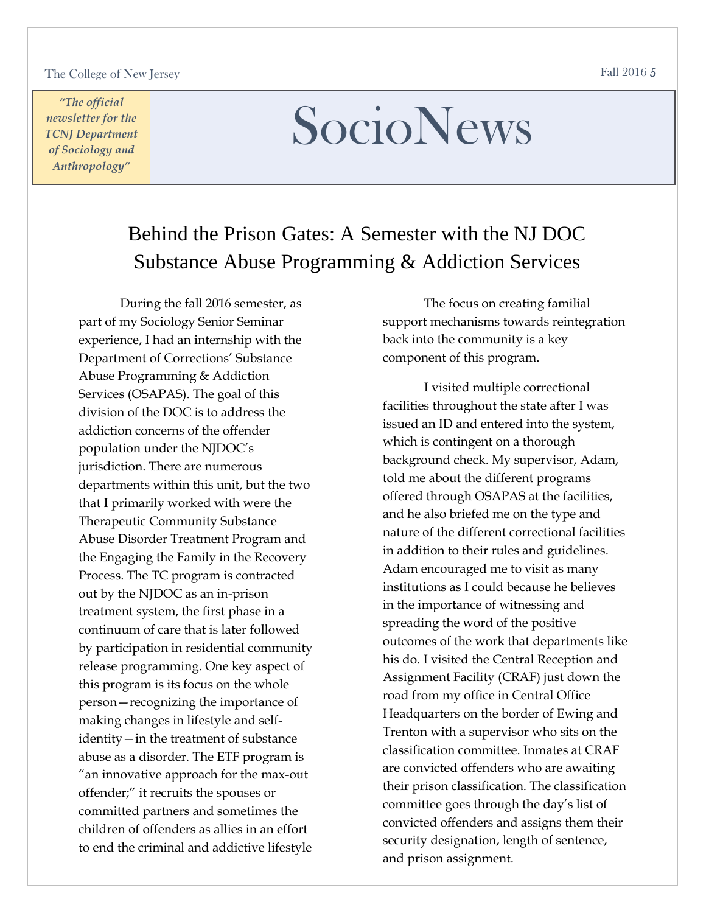# SocioNews

*"The official newsletter for the TCNJ Department of Sociology and Anthropology"*

## Behind the Prison Gates: A Semester with the NJ DOC Substance Abuse Programming & Addiction Services

During the fall 2016 semester, as part of my Sociology Senior Seminar experience, I had an internship with the Department of Corrections' Substance Abuse Programming & Addiction Services (OSAPAS). The goal of this division of the DOC is to address the addiction concerns of the offender population under the NJDOC's jurisdiction. There are numerous departments within this unit, but the two that I primarily worked with were the Therapeutic Community Substance Abuse Disorder Treatment Program and the Engaging the Family in the Recovery Process. The TC program is contracted out by the NJDOC as an in-prison treatment system, the first phase in a continuum of care that is later followed by participation in residential community release programming. One key aspect of this program is its focus on the whole person—recognizing the importance of making changes in lifestyle and self-identity—in the treatment of substance abuse as a disorder. The ETF program is "an innovative approach for the max-out offender;" it recruits the spouses or committed partners and sometimes the children of offenders as allies in an effort to end the criminal and addictive lifestyle

The focus on creating familial support mechanisms towards reintegration back into the community is a key component of this program.

I visited multiple correctional facilities throughout the state after I was issued an ID and entered into the system, which is contingent on a thorough background check. My supervisor, Adam, told me about the different programs offered through OSAPAS at the facilities, and he also briefed me on the type and nature of the different correctional facilities in addition to their rules and guidelines. Adam encouraged me to visit as many institutions as I could because he believes in the importance of witnessing and spreading the word of the positive outcomes of the work that departments like his do. I visited the Central Reception and Assignment Facility (CRAF) just down the road from my office in Central Office Headquarters on the border of Ewing and Trenton with a supervisor who sits on the classification committee. Inmates at CRAF are convicted offenders who are awaiting their prison classification. The classification committee goes through the day's list of convicted offenders and assigns them their security designation, length of sentence, and prison assignment.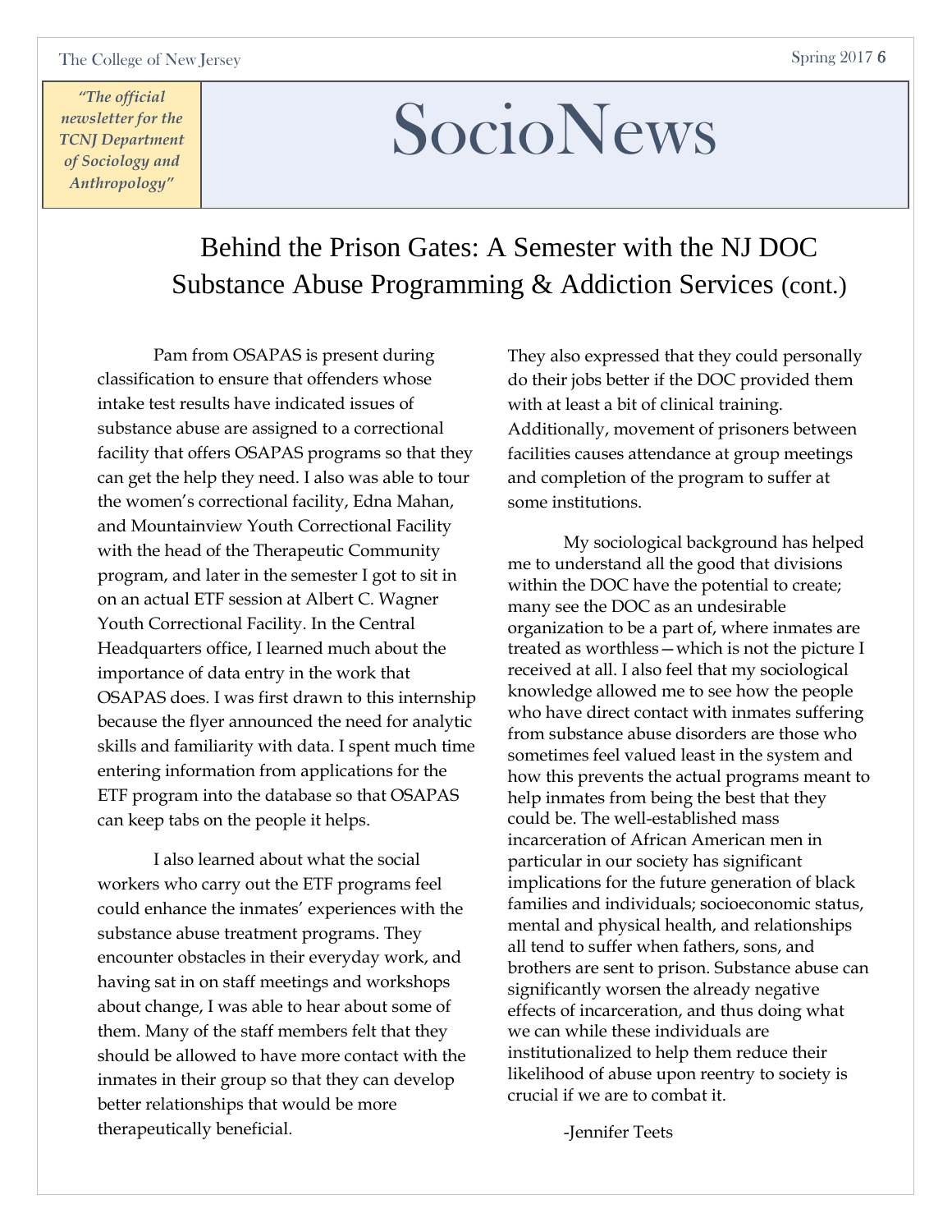# Behind the Prison Gates: A Semester with the NJ DOC Substance Abuse Programming & Addiction Services (cont.)

Pam from OSAPAS is present during classification to ensure that offenders whose intake test results have indicated issues of substance abuse are assigned to a correctional facility that offers OSAPAS programs so that they can get the help they need. I also was able to tour the women's correctional facility, Edna Mahan, and Mountainview Youth Correctional Facility with the head of the Therapeutic Community program, and later in the semester I got to sit in on an actual ETF session at Albert C. Wagner Youth Correctional Facility. In the Central Headquarters office, I learned much about the importance of data entry in the work that OSAPAS does. I was first drawn to this internship because the flyer announced the need for analytic skills and familiarity with data. I spent much time entering information from applications for the ETF program into the database so that OSAPAS can keep tabs on the people it helps.

I also learned about what the social workers who carry out the ETF programs feel could enhance the inmates' experiences with the substance abuse treatment programs. They encounter obstacles in their everyday work, and having sat in on staff meetings and workshops about change, I was able to hear about some of them. Many of the staff members felt that they should be allowed to have more contact with the inmates in their group so that they can develop better relationships that would be more therapeutically beneficial. They also expressed that they could personally do their jobs better if the DOC provided them with at least a bit of clinical training. Additionally, movement of prisoners between facilities causes attendance at group meetings and completion of the program to suffer at some institutions.

My sociological background has helped me to understand all the good that divisions within the DOC have the potential to create; many see the DOC as an undesirable organization to be a part of, where inmates are treated as worthless—which is not the picture I received at all. I also feel that my sociological knowledge allowed me to see how the people who have direct contact with inmates suffering from substance abuse disorders are those who sometimes feel valued least in the system and how this prevents the actual programs meant to help inmates from being the best that they could be. The well-established mass incarceration of African American men in particular in our society has significant implications for the future generation of black families and individuals; socioeconomic status, mental and physical health, and relationships all tend to suffer when fathers, sons, and brothers are sent to prison. Substance abuse can significantly worsen the already negative effects of incarceration, and thus doing what we can while these individuals are institutionalized to help them reduce their likelihood of abuse upon reentry to society is crucial if we are to combat it.

-Jennifer Teets